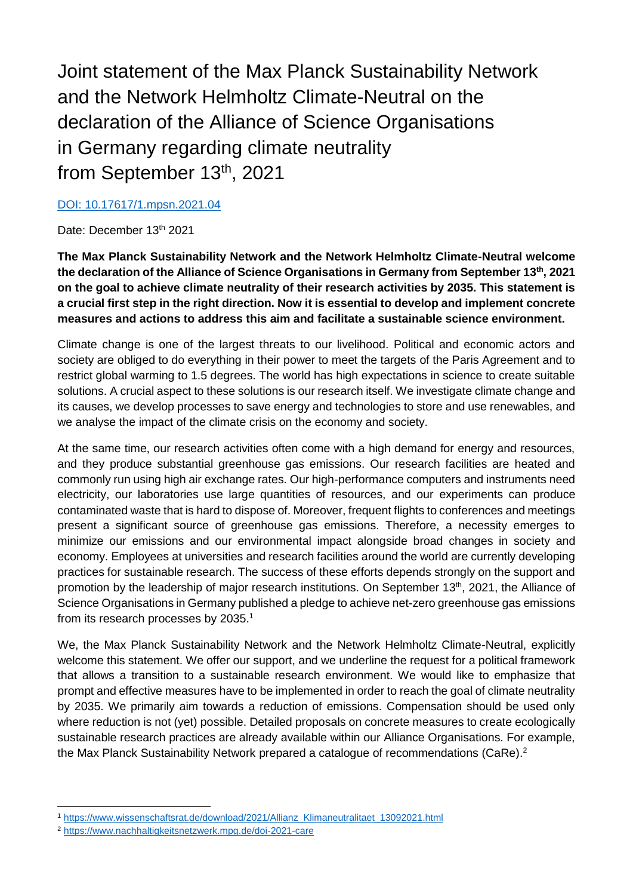# Joint statement of the Max Planck Sustainability Network and the Network Helmholtz Climate-Neutral on the declaration of the Alliance of Science Organisations in Germany regarding climate neutrality from September 13th, 2021

[DOI: 10.17617/1.mpsn.2021.04](https://doi.org/10.17617/1.mpsn.2021.04)

Date: December 13th 2021

**The Max Planck Sustainability Network and the Network Helmholtz Climate-Neutral welcome the declaration of the Alliance of Science Organisations in Germany from September 13th, 2021 on the goal to achieve climate neutrality of their research activities by 2035. This statement is a crucial first step in the right direction. Now it is essential to develop and implement concrete measures and actions to address this aim and facilitate a sustainable science environment.**

Climate change is one of the largest threats to our livelihood. Political and economic actors and society are obliged to do everything in their power to meet the targets of the Paris Agreement and to restrict global warming to 1.5 degrees. The world has high expectations in science to create suitable solutions. A crucial aspect to these solutions is our research itself. We investigate climate change and its causes, we develop processes to save energy and technologies to store and use renewables, and we analyse the impact of the climate crisis on the economy and society.

At the same time, our research activities often come with a high demand for energy and resources, and they produce substantial greenhouse gas emissions. Our research facilities are heated and commonly run using high air exchange rates. Our high-performance computers and instruments need electricity, our laboratories use large quantities of resources, and our experiments can produce contaminated waste that is hard to dispose of. Moreover, frequent flights to conferences and meetings present a significant source of greenhouse gas emissions. Therefore, a necessity emerges to minimize our emissions and our environmental impact alongside broad changes in society and economy. Employees at universities and research facilities around the world are currently developing practices for sustainable research. The success of these efforts depends strongly on the support and promotion by the leadership of major research institutions. On September 13th, 2021, the Alliance of Science Organisations in Germany published a pledge to achieve net-zero greenhouse gas emissions from its research processes by 2035.[1]

We, the Max Planck Sustainability Network and the Network Helmholtz Climate-Neutral, explicitly welcome this statement. We offer our support, and we underline the request for a political framework that allows a transition to a sustainable research environment. We would like to emphasize that prompt and effective measures have to be implemented in order to reach the goal of climate neutrality by 2035. We primarily aim towards a reduction of emissions. Compensation should be used only where reduction is not (yet) possible. Detailed proposals on concrete measures to create ecologically sustainable research practices are already available within our Alliance Organisations. For example, the Max Planck Sustainability Network prepared a catalogue of recommendations (CaRe).[2]

---

[1] https://www.wissenschaftsrat.de/download/2021/Allianz_Klimaneutralitaet_13092021.html

[2] https://www.nachhaltigkeitsnetzwerk.mpg.de/doi-2021-care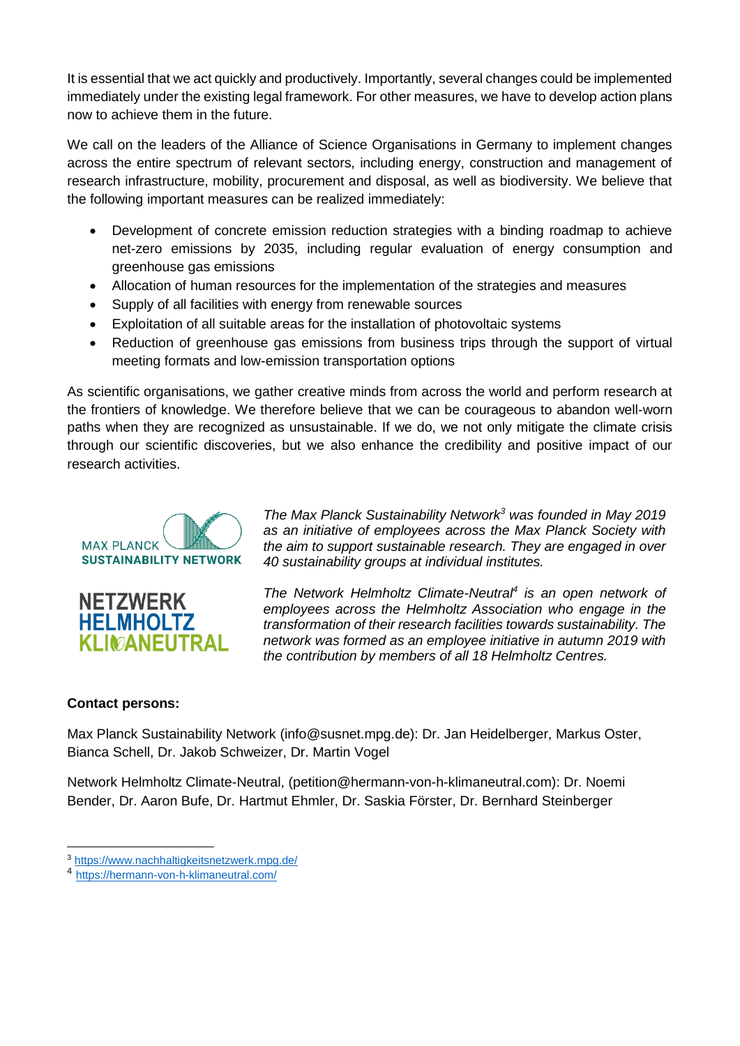It is essential that we act quickly and productively. Importantly, several changes could be implemented immediately under the existing legal framework. For other measures, we have to develop action plans now to achieve them in the future.

We call on the leaders of the Alliance of Science Organisations in Germany to implement changes across the entire spectrum of relevant sectors, including energy, construction and management of research infrastructure, mobility, procurement and disposal, as well as biodiversity. We believe that the following important measures can be realized immediately:

- Development of concrete emission reduction strategies with a binding roadmap to achieve net-zero emissions by 2035, including regular evaluation of energy consumption and greenhouse gas emissions
- Allocation of human resources for the implementation of the strategies and measures
- Supply of all facilities with energy from renewable sources
- Exploitation of all suitable areas for the installation of photovoltaic systems
- Reduction of greenhouse gas emissions from business trips through the support of virtual meeting formats and low-emission transportation options

As scientific organisations, we gather creative minds from across the world and perform research at the frontiers of knowledge. We therefore believe that we can be courageous to abandon well-worn paths when they are recognized as unsustainable. If we do, we not only mitigate the climate crisis through our scientific discoveries, but we also enhance the credibility and positive impact of our research activities.

MAX PLANCK
SUSTAINABILITY NETWORK

*The Max Planck Sustainability Network[3] was founded in May 2019 as an initiative of employees across the Max Planck Society with the aim to support sustainable research. They are engaged in over 40 sustainability groups at individual institutes.*

NETZWERK
HELMHOLTZ
KLIMANEUTRAL

*The Network Helmholtz Climate-Neutral[4] is an open network of employees across the Helmholtz Association who engage in the transformation of their research facilities towards sustainability. The network was formed as an employee initiative in autumn 2019 with the contribution by members of all 18 Helmholtz Centres.*

**Contact persons:**

Max Planck Sustainability Network (info@susnet.mpg.de): Dr. Jan Heidelberger, Markus Oster, Bianca Schell, Dr. Jakob Schweizer, Dr. Martin Vogel

Network Helmholtz Climate-Neutral, (petition@hermann-von-h-klimaneutral.com): Dr. Noemi Bender, Dr. Aaron Bufe, Dr. Hartmut Ehmler, Dr. Saskia Förster, Dr. Bernhard Steinberger

---

[3] https://www.nachhaltigkeitsnetzwerk.mpg.de/

[4] https://hermann-von-h-klimaneutral.com/